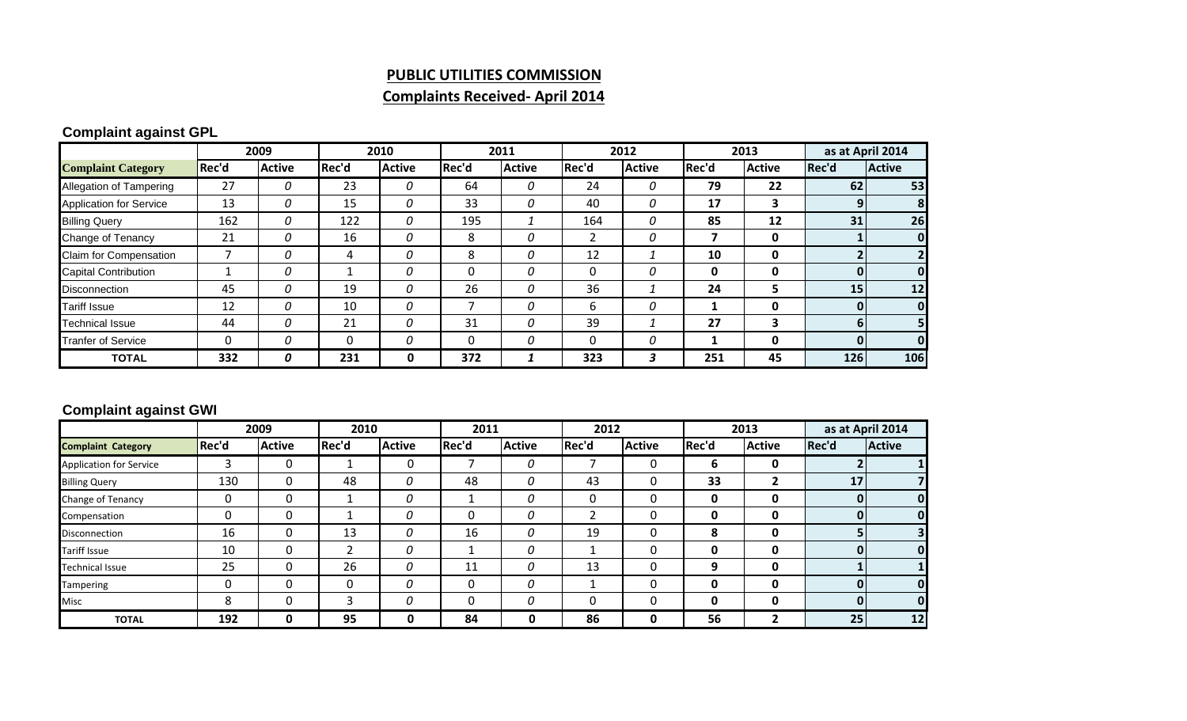# PUBLIC UTILITIES COMMISSION

## Complaints Received- April 2014

### Complaint against GPL

| | 2009 | | 2010 | | 2011 | | 2012 | | 2013 | | as at April 2014 | |
|---|---|---|---|---|---|---|---|---|---|---|---|---|
| **Complaint Category** | Rec'd | Active | Rec'd | Active | Rec'd | Active | Rec'd | Active | Rec'd | Active | Rec'd | Active |
| Allegation of Tampering | 27 | 0 | 23 | 0 | 64 | 0 | 24 | 0 | 79 | 22 | 62 | 53 |
| Application for Service | 13 | 0 | 15 | 0 | 33 | 0 | 40 | 0 | 17 | 3 | 9 | 8 |
| Billing Query | 162 | 0 | 122 | 0 | 195 | 1 | 164 | 0 | 85 | 12 | 31 | 26 |
| Change of Tenancy | 21 | 0 | 16 | 0 | 8 | 0 | 2 | 0 | 7 | 0 | 1 | 0 |
| Claim for Compensation | 7 | 0 | 4 | 0 | 8 | 0 | 12 | 1 | 10 | 0 | 2 | 2 |
| Capital Contribution | 1 | 0 | 1 | 0 | 0 | 0 | 0 | 0 | 0 | 0 | 0 | 0 |
| Disconnection | 45 | 0 | 19 | 0 | 26 | 0 | 36 | 1 | 24 | 5 | 15 | 12 |
| Tariff Issue | 12 | 0 | 10 | 0 | 7 | 0 | 6 | 0 | 1 | 0 | 0 | 0 |
| Technical Issue | 44 | 0 | 21 | 0 | 31 | 0 | 39 | 1 | 27 | 3 | 6 | 5 |
| Tranfer of Service | 0 | 0 | 0 | 0 | 0 | 0 | 0 | 0 | 1 | 0 | 0 | 0 |
| **TOTAL** | **332** | **0** | **231** | **0** | **372** | **1** | **323** | **3** | **251** | **45** | **126** | **106** |

### Complaint against GWI

| | 2009 | | 2010 | | 2011 | | 2012 | | 2013 | | as at April 2014 | |
|---|---|---|---|---|---|---|---|---|---|---|---|---|
| **Complaint Category** | Rec'd | Active | Rec'd | Active | Rec'd | Active | Rec'd | Active | Rec'd | Active | Rec'd | Active |
| Application for Service | 3 | 0 | 1 | 0 | 7 | 0 | 7 | 0 | 6 | 0 | 2 | 1 |
| Billing Query | 130 | 0 | 48 | 0 | 48 | 0 | 43 | 0 | 33 | 2 | 17 | 7 |
| Change of Tenancy | 0 | 0 | 1 | 0 | 1 | 0 | 0 | 0 | 0 | 0 | 0 | 0 |
| Compensation | 0 | 0 | 1 | 0 | 0 | 0 | 2 | 0 | 0 | 0 | 0 | 0 |
| Disconnection | 16 | 0 | 13 | 0 | 16 | 0 | 19 | 0 | 8 | 0 | 5 | 3 |
| Tariff Issue | 10 | 0 | 2 | 0 | 1 | 0 | 1 | 0 | 0 | 0 | 0 | 0 |
| Technical Issue | 25 | 0 | 26 | 0 | 11 | 0 | 13 | 0 | 9 | 0 | 1 | 1 |
| Tampering | 0 | 0 | 0 | 0 | 0 | 0 | 1 | 0 | 0 | 0 | 0 | 0 |
| Misc | 8 | 0 | 3 | 0 | 0 | 0 | 0 | 0 | 0 | 0 | 0 | 0 |
| **TOTAL** | **192** | **0** | **95** | **0** | **84** | **0** | **86** | **0** | **56** | **2** | **25** | **12** |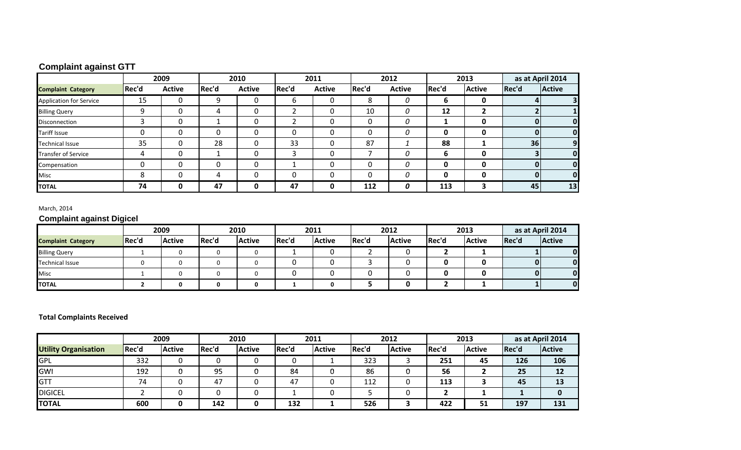## Complaint against GTT

| | 2009 | | 2010 | | 2011 | | 2012 | | 2013 | | as at April 2014 | |
|---|---|---|---|---|---|---|---|---|---|---|---|---|
| **Complaint Category** | **Rec'd** | **Active** | **Rec'd** | **Active** | **Rec'd** | **Active** | **Rec'd** | **Active** | **Rec'd** | **Active** | **Rec'd** | **Active** |
| Application for Service | 15 | 0 | 9 | 0 | 6 | 0 | 8 | *0* | **6** | **0** | **4** | **3** |
| Billing Query | 9 | 0 | 4 | 0 | 2 | 0 | 10 | *0* | **12** | **2** | **2** | **1** |
| Disconnection | 3 | 0 | 1 | 0 | 2 | 0 | 0 | *0* | **1** | **0** | **0** | **0** |
| Tariff Issue | 0 | 0 | 0 | 0 | 0 | 0 | 0 | *0* | **0** | **0** | **0** | **0** |
| Technical Issue | 35 | 0 | 28 | 0 | 33 | 0 | 87 | *1* | **88** | **1** | **36** | **9** |
| Transfer of Service | 4 | 0 | 1 | 0 | 3 | 0 | 7 | *0* | **6** | **0** | **3** | **0** |
| Compensation | 0 | 0 | 0 | 0 | 1 | 0 | 0 | *0* | **0** | **0** | **0** | **0** |
| Misc | 8 | 0 | 4 | 0 | 0 | 0 | 0 | *0* | **0** | **0** | **0** | **0** |
| **TOTAL** | **74** | **0** | **47** | **0** | **47** | **0** | **112** | ***0*** | **113** | **3** | **45** | **13** |

March, 2014

## Complaint against Digicel

| | 2009 | | 2010 | | 2011 | | 2012 | | 2013 | | as at April 2014 | |
|---|---|---|---|---|---|---|---|---|---|---|---|---|
| **Complaint Category** | **Rec'd** | **Active** | **Rec'd** | **Active** | **Rec'd** | **Active** | **Rec'd** | **Active** | **Rec'd** | **Active** | **Rec'd** | **Active** |
| Billing Query | 1 | 0 | 0 | 0 | 1 | 0 | 2 | 0 | **2** | **1** | **1** | **0** |
| Technical Issue | 0 | 0 | 0 | 0 | 0 | 0 | 3 | 0 | **0** | **0** | **0** | **0** |
| Misc | 1 | 0 | 0 | 0 | 0 | 0 | 0 | 0 | **0** | **0** | **0** | **0** |
| **TOTAL** | **2** | **0** | **0** | **0** | **1** | **0** | **5** | **0** | **2** | **1** | **1** | **0** |

**Total Complaints Received**

| | 2009 | | 2010 | | 2011 | | 2012 | | 2013 | | as at April 2014 | |
|---|---|---|---|---|---|---|---|---|---|---|---|---|
| **Utility Organisation** | **Rec'd** | **Active** | **Rec'd** | **Active** | **Rec'd** | **Active** | **Rec'd** | **Active** | **Rec'd** | **Active** | **Rec'd** | **Active** |
| GPL | 332 | 0 | 0 | 0 | 0 | 1 | 323 | 3 | **251** | **45** | **126** | **106** |
| GWI | 192 | 0 | 95 | 0 | 84 | 0 | 86 | 0 | **56** | **2** | **25** | **12** |
| GTT | 74 | 0 | 47 | 0 | 47 | 0 | 112 | 0 | **113** | **3** | **45** | **13** |
| DIGICEL | 2 | 0 | 0 | 0 | 1 | 0 | 5 | 0 | **2** | **1** | **1** | **0** |
| **TOTAL** | **600** | **0** | **142** | **0** | **132** | **1** | **526** | **3** | **422** | **51** | **197** | **131** |